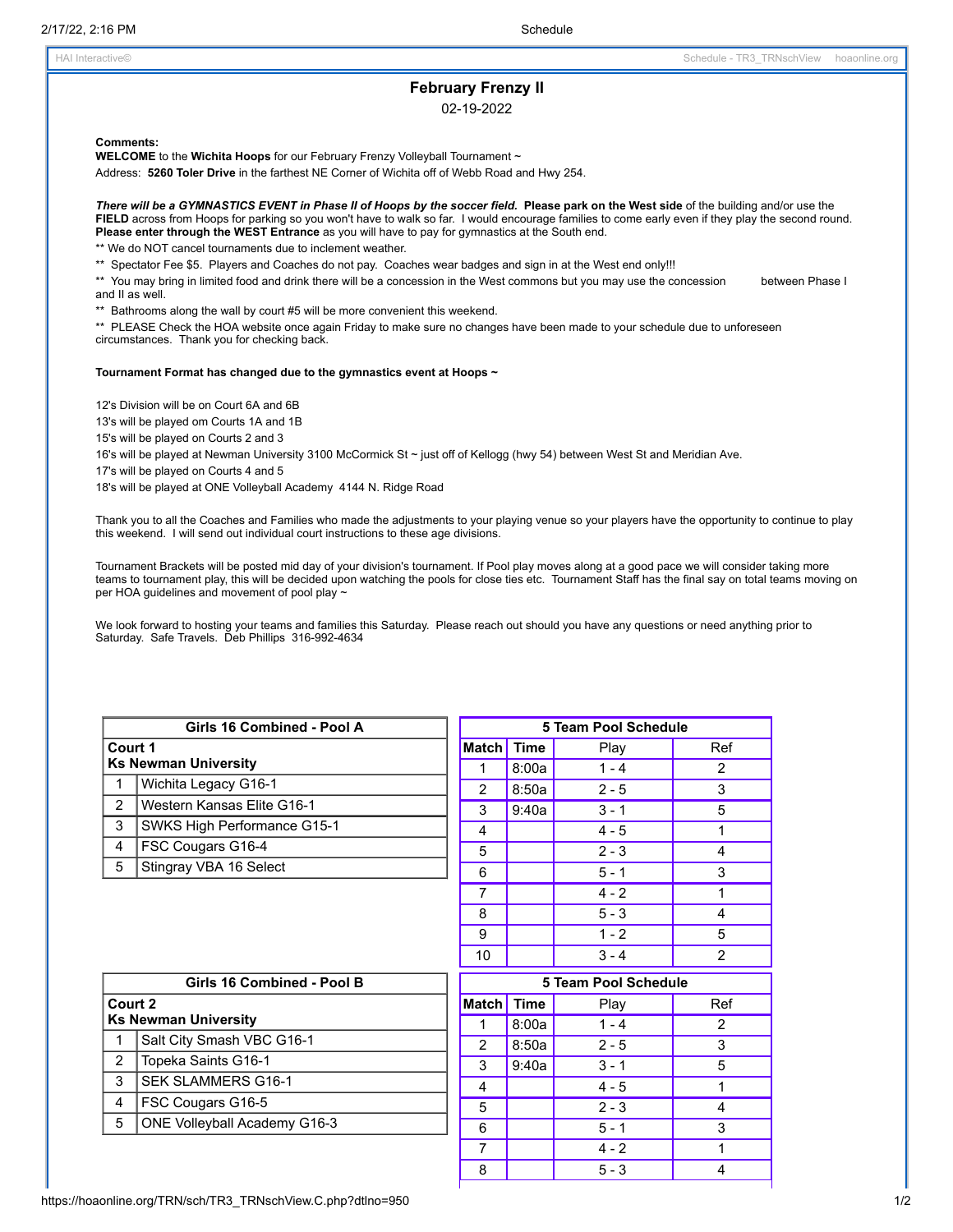# February Frenzy II

02-19-2022

**Comments:**

**WELCOME** to the **Wichita Hoops** for our February Frenzy Volleyball Tournament ~

Address: **5260 Toler Drive** in the farthest NE Corner of Wichita off of Webb Road and Hwy 254.

***There will be a GYMNASTICS EVENT in Phase II of Hoops by the soccer field.*** **Please park on the West side** of the building and/or use the **FIELD** across from Hoops for parking so you won't have to walk so far. I would encourage families to come early even if they play the second round. **Please enter through the WEST Entrance** as you will have to pay for gymnastics at the South end.

** We do NOT cancel tournaments due to inclement weather.

** Spectator Fee $5. Players and Coaches do not pay. Coaches wear badges and sign in at the West end only!!!

** You may bring in limited food and drink there will be a concession in the West commons but you may use the concession between Phase I and II as well.

** Bathrooms along the wall by court #5 will be more convenient this weekend.

** PLEASE Check the HOA website once again Friday to make sure no changes have been made to your schedule due to unforeseen circumstances. Thank you for checking back.

**Tournament Format has changed due to the gymnastics event at Hoops ~**

12's Division will be on Court 6A and 6B

13's will be played om Courts 1A and 1B

15's will be played on Courts 2 and 3

16's will be played at Newman University 3100 McCormick St ~ just off of Kellogg (hwy 54) between West St and Meridian Ave.

17's will be played on Courts 4 and 5

18's will be played at ONE Volleyball Academy 4144 N. Ridge Road

Thank you to all the Coaches and Families who made the adjustments to your playing venue so your players have the opportunity to continue to play this weekend. I will send out individual court instructions to these age divisions.

Tournament Brackets will be posted mid day of your division's tournament. If Pool play moves along at a good pace we will consider taking more teams to tournament play, this will be decided upon watching the pools for close ties etc. Tournament Staff has the final say on total teams moving on per HOA guidelines and movement of pool play ~

We look forward to hosting your teams and families this Saturday. Please reach out should you have any questions or need anything prior to Saturday. Safe Travels. Deb Phillips 316-992-4634

| Girls 16 Combined - Pool A | |
|---|---|
| **Court 1** **Ks Newman University** | |
| 1 | Wichita Legacy G16-1 |
| 2 | Western Kansas Elite G16-1 |
| 3 | SWKS High Performance G15-1 |
| 4 | FSC Cougars G16-4 |
| 5 | Stingray VBA 16 Select |

| 5 Team Pool Schedule | | | |
|---|---|---|---|
| Match | Time | Play | Ref |
| 1 | 8:00a | 1 - 4 | 2 |
| 2 | 8:50a | 2 - 5 | 3 |
| 3 | 9:40a | 3 - 1 | 5 |
| 4 | | 4 - 5 | 1 |
| 5 | | 2 - 3 | 4 |
| 6 | | 5 - 1 | 3 |
| 7 | | 4 - 2 | 1 |
| 8 | | 5 - 3 | 4 |
| 9 | | 1 - 2 | 5 |
| 10 | | 3 - 4 | 2 |

| Girls 16 Combined - Pool B | |
|---|---|
| **Court 2** **Ks Newman University** | |
| 1 | Salt City Smash VBC G16-1 |
| 2 | Topeka Saints G16-1 |
| 3 | SEK SLAMMERS G16-1 |
| 4 | FSC Cougars G16-5 |
| 5 | ONE Volleyball Academy G16-3 |

| 5 Team Pool Schedule | | | |
|---|---|---|---|
| Match | Time | Play | Ref |
| 1 | 8:00a | 1 - 4 | 2 |
| 2 | 8:50a | 2 - 5 | 3 |
| 3 | 9:40a | 3 - 1 | 5 |
| 4 | | 4 - 5 | 1 |
| 5 | | 2 - 3 | 4 |
| 6 | | 5 - 1 | 3 |
| 7 | | 4 - 2 | 1 |
| 8 | | 5 - 3 | 4 |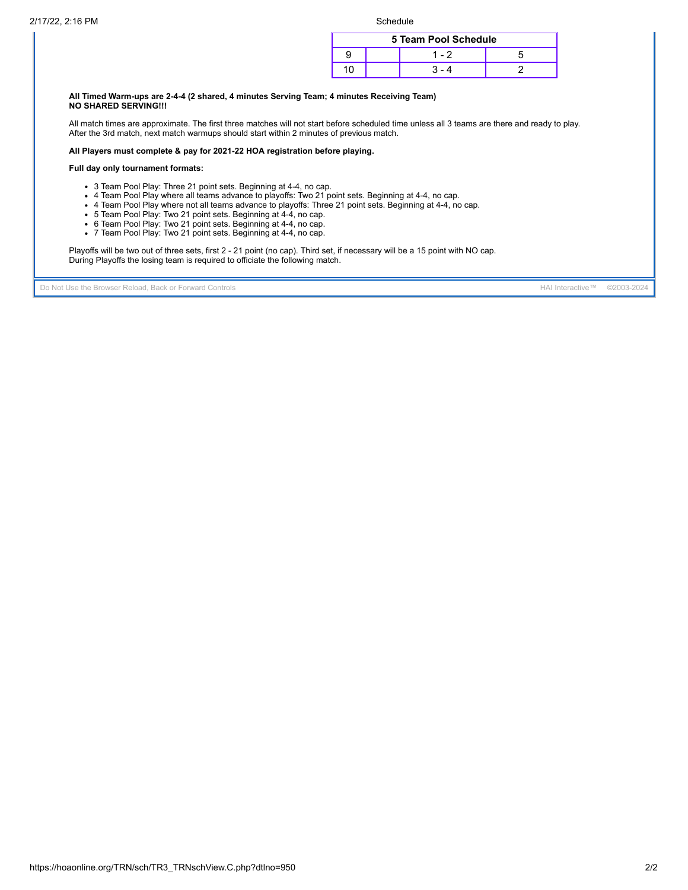| 5 Team Pool Schedule | | | |
| --- | --- | --- | --- |
| 9 | | 1 - 2 | 5 |
| 10 | | 3 - 4 | 2 |

**All Timed Warm-ups are 2-4-4 (2 shared, 4 minutes Serving Team; 4 minutes Receiving Team)**
**NO SHARED SERVING!!!**

All match times are approximate. The first three matches will not start before scheduled time unless all 3 teams are there and ready to play. After the 3rd match, next match warmups should start within 2 minutes of previous match.

**All Players must complete & pay for 2021-22 HOA registration before playing.**

**Full day only tournament formats:**

- 3 Team Pool Play: Three 21 point sets. Beginning at 4-4, no cap.
- 4 Team Pool Play where all teams advance to playoffs: Two 21 point sets. Beginning at 4-4, no cap.
- 4 Team Pool Play where not all teams advance to playoffs: Three 21 point sets. Beginning at 4-4, no cap.
- 5 Team Pool Play: Two 21 point sets. Beginning at 4-4, no cap.
- 6 Team Pool Play: Two 21 point sets. Beginning at 4-4, no cap.
- 7 Team Pool Play: Two 21 point sets. Beginning at 4-4, no cap.

Playoffs will be two out of three sets, first 2 - 21 point (no cap). Third set, if necessary will be a 15 point with NO cap.
During Playoffs the losing team is required to officiate the following match.

Do Not Use the Browser Reload, Back or Forward Controls — HAI Interactive™ ©2003-2024